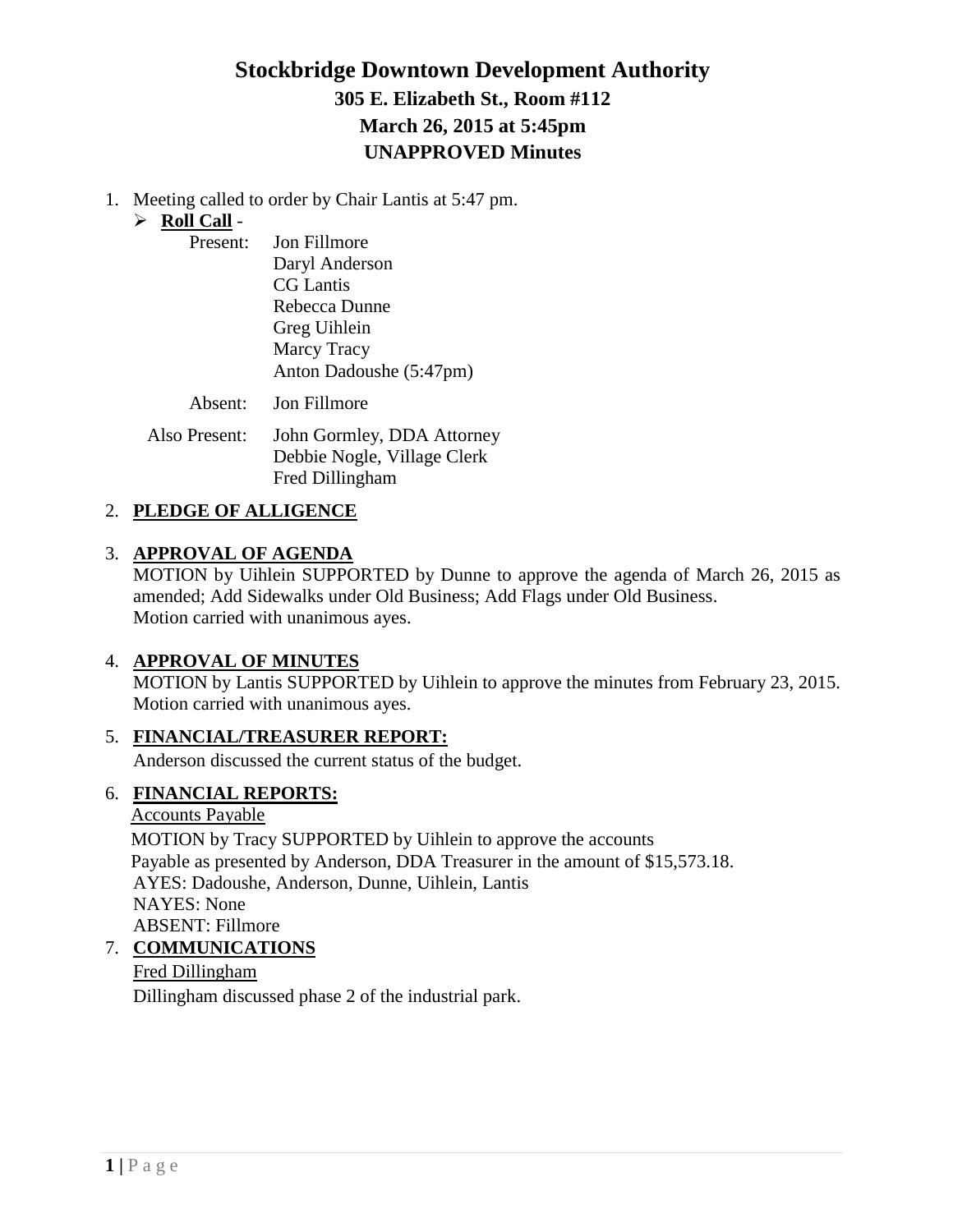# Stockbridge Downtown Development Authority

## 305 E. Elizabeth St., Room #112

## March 26, 2015 at 5:45pm

## UNAPPROVED Minutes

1. Meeting called to order by Chair Lantis at 5:47 pm.
   - **Roll Call** -

     Present: Jon Fillmore
     Daryl Anderson
     CG Lantis
     Rebecca Dunne
     Greg Uihlein
     Marcy Tracy
     Anton Dadoushe (5:47pm)

     Absent: Jon Fillmore

     Also Present: John Gormley, DDA Attorney
     Debbie Nogle, Village Clerk
     Fred Dillingham

2. **PLEDGE OF ALLIGENCE**

3. **APPROVAL OF AGENDA**
   MOTION by Uihlein SUPPORTED by Dunne to approve the agenda of March 26, 2015 as amended; Add Sidewalks under Old Business; Add Flags under Old Business.
   Motion carried with unanimous ayes.

4. **APPROVAL OF MINUTES**
   MOTION by Lantis SUPPORTED by Uihlein to approve the minutes from February 23, 2015.
   Motion carried with unanimous ayes.

5. **FINANCIAL/TREASURER REPORT:**
   Anderson discussed the current status of the budget.

6. **FINANCIAL REPORTS:**
   Accounts Payable
   MOTION by Tracy SUPPORTED by Uihlein to approve the accounts Payable as presented by Anderson, DDA Treasurer in the amount of $15,573.18.
   AYES: Dadoushe, Anderson, Dunne, Uihlein, Lantis
   NAYES: None
   ABSENT: Fillmore

7. **COMMUNICATIONS**
   Fred Dillingham
   Dillingham discussed phase 2 of the industrial park.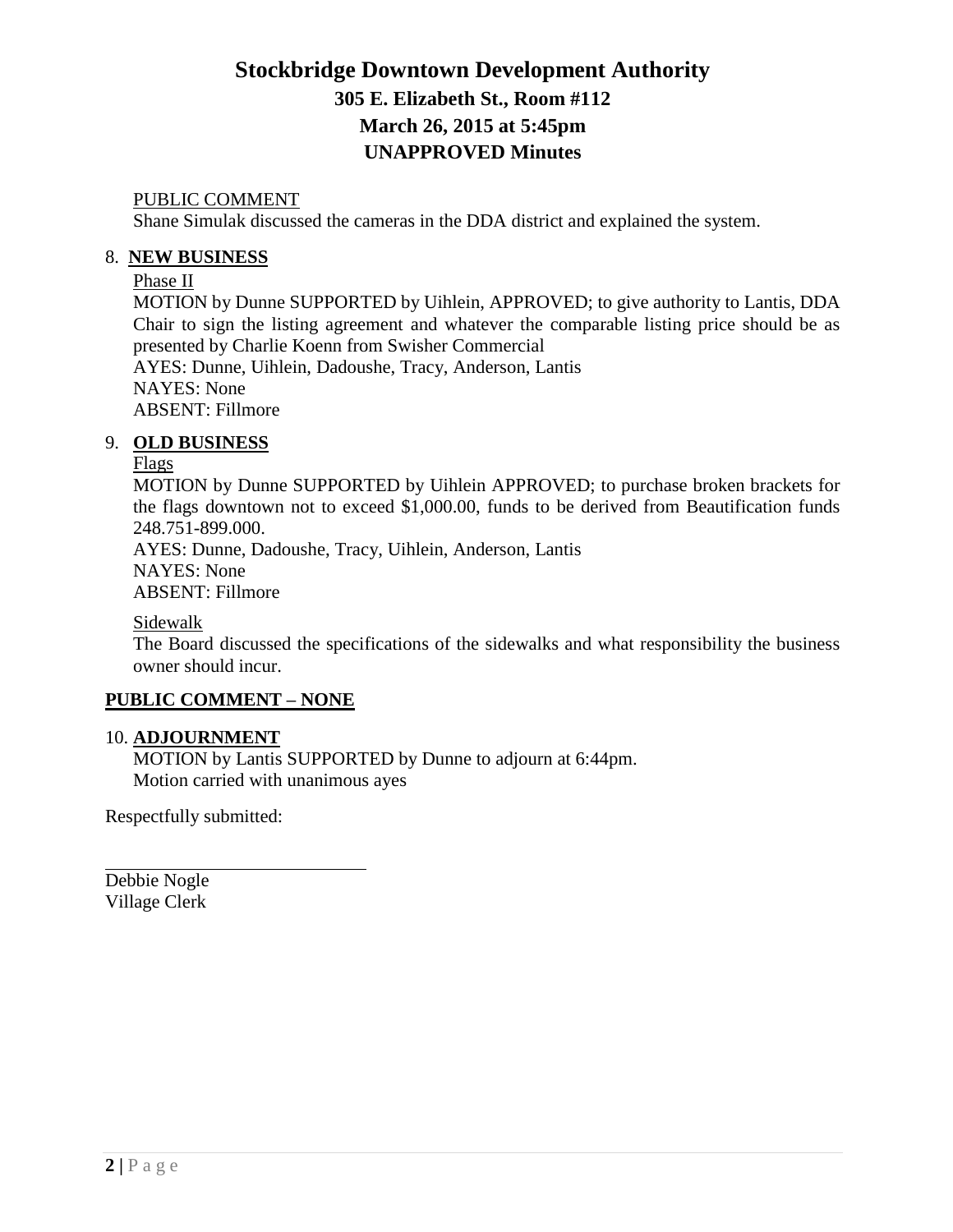# Stockbridge Downtown Development Authority

## 305 E. Elizabeth St., Room #112

## March 26, 2015 at 5:45pm

## UNAPPROVED Minutes

PUBLIC COMMENT

Shane Simulak discussed the cameras in the DDA district and explained the system.

8. **NEW BUSINESS**

Phase II

MOTION by Dunne SUPPORTED by Uihlein, APPROVED; to give authority to Lantis, DDA Chair to sign the listing agreement and whatever the comparable listing price should be as presented by Charlie Koenn from Swisher Commercial

AYES: Dunne, Uihlein, Dadoushe, Tracy, Anderson, Lantis

NAYES: None

ABSENT: Fillmore

9. **OLD BUSINESS**

Flags

MOTION by Dunne SUPPORTED by Uihlein APPROVED; to purchase broken brackets for the flags downtown not to exceed $1,000.00, funds to be derived from Beautification funds 248.751-899.000.

AYES: Dunne, Dadoushe, Tracy, Uihlein, Anderson, Lantis

NAYES: None

ABSENT: Fillmore

Sidewalk

The Board discussed the specifications of the sidewalks and what responsibility the business owner should incur.

**PUBLIC COMMENT – NONE**

10. **ADJOURNMENT**

MOTION by Lantis SUPPORTED by Dunne to adjourn at 6:44pm.

Motion carried with unanimous ayes

Respectfully submitted:

Debbie Nogle

Village Clerk